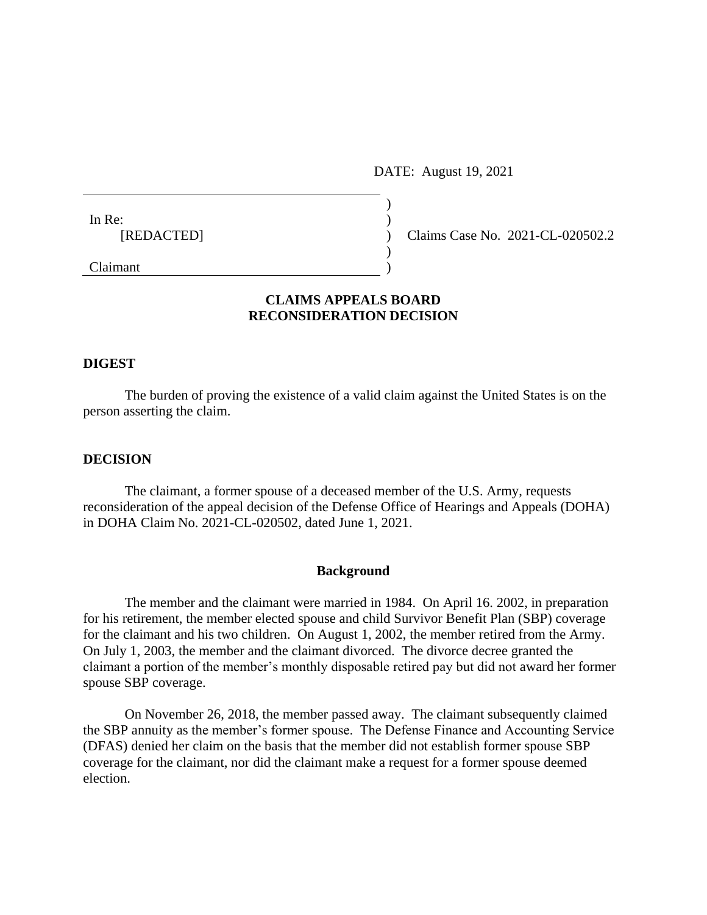DATE: August 19, 2021

In Re:
[REDACTED]

Claimant

Claims Case No. 2021-CL-020502.2

## CLAIMS APPEALS BOARD
## RECONSIDERATION DECISION

### DIGEST

The burden of proving the existence of a valid claim against the United States is on the person asserting the claim.

### DECISION

The claimant, a former spouse of a deceased member of the U.S. Army, requests reconsideration of the appeal decision of the Defense Office of Hearings and Appeals (DOHA) in DOHA Claim No. 2021-CL-020502, dated June 1, 2021.

#### Background

The member and the claimant were married in 1984. On April 16. 2002, in preparation for his retirement, the member elected spouse and child Survivor Benefit Plan (SBP) coverage for the claimant and his two children. On August 1, 2002, the member retired from the Army. On July 1, 2003, the member and the claimant divorced. The divorce decree granted the claimant a portion of the member's monthly disposable retired pay but did not award her former spouse SBP coverage.

On November 26, 2018, the member passed away. The claimant subsequently claimed the SBP annuity as the member's former spouse. The Defense Finance and Accounting Service (DFAS) denied her claim on the basis that the member did not establish former spouse SBP coverage for the claimant, nor did the claimant make a request for a former spouse deemed election.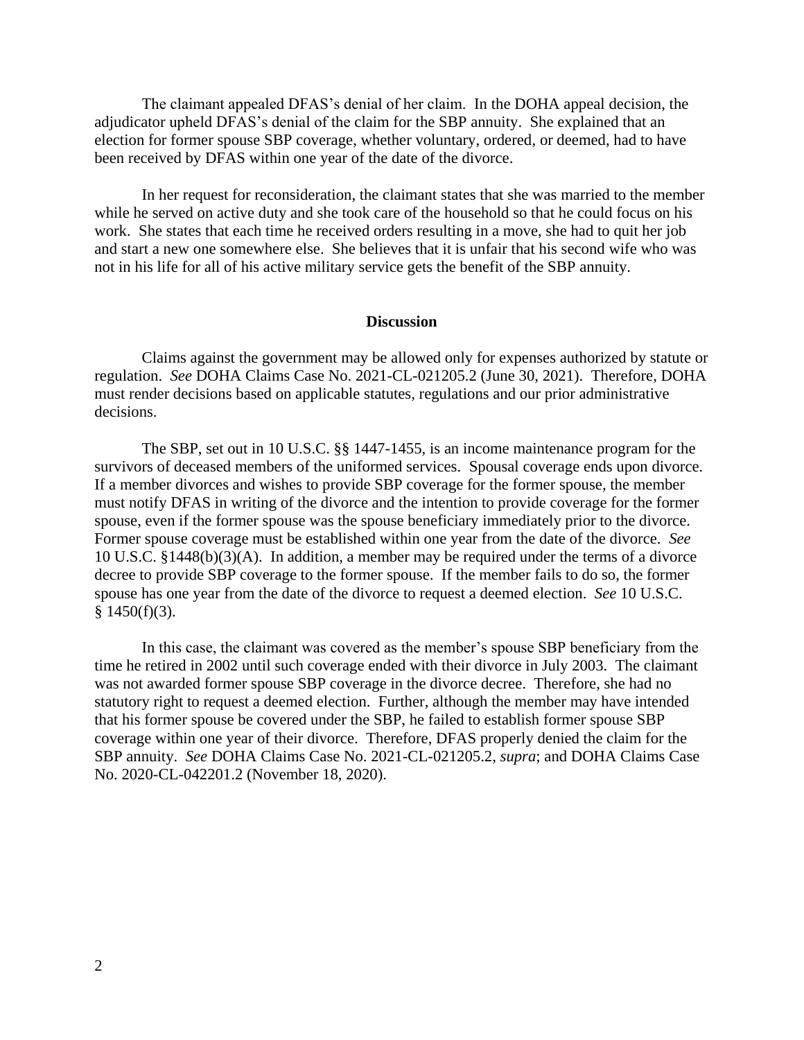The claimant appealed DFAS's denial of her claim. In the DOHA appeal decision, the adjudicator upheld DFAS's denial of the claim for the SBP annuity. She explained that an election for former spouse SBP coverage, whether voluntary, ordered, or deemed, had to have been received by DFAS within one year of the date of the divorce.

In her request for reconsideration, the claimant states that she was married to the member while he served on active duty and she took care of the household so that he could focus on his work. She states that each time he received orders resulting in a move, she had to quit her job and start a new one somewhere else. She believes that it is unfair that his second wife who was not in his life for all of his active military service gets the benefit of the SBP annuity.

## Discussion

Claims against the government may be allowed only for expenses authorized by statute or regulation. *See* DOHA Claims Case No. 2021-CL-021205.2 (June 30, 2021). Therefore, DOHA must render decisions based on applicable statutes, regulations and our prior administrative decisions.

The SBP, set out in 10 U.S.C. §§ 1447-1455, is an income maintenance program for the survivors of deceased members of the uniformed services. Spousal coverage ends upon divorce. If a member divorces and wishes to provide SBP coverage for the former spouse, the member must notify DFAS in writing of the divorce and the intention to provide coverage for the former spouse, even if the former spouse was the spouse beneficiary immediately prior to the divorce. Former spouse coverage must be established within one year from the date of the divorce. *See* 10 U.S.C. §1448(b)(3)(A). In addition, a member may be required under the terms of a divorce decree to provide SBP coverage to the former spouse. If the member fails to do so, the former spouse has one year from the date of the divorce to request a deemed election. *See* 10 U.S.C. § 1450(f)(3).

In this case, the claimant was covered as the member's spouse SBP beneficiary from the time he retired in 2002 until such coverage ended with their divorce in July 2003. The claimant was not awarded former spouse SBP coverage in the divorce decree. Therefore, she had no statutory right to request a deemed election. Further, although the member may have intended that his former spouse be covered under the SBP, he failed to establish former spouse SBP coverage within one year of their divorce. Therefore, DFAS properly denied the claim for the SBP annuity. *See* DOHA Claims Case No. 2021-CL-021205.2, *supra*; and DOHA Claims Case No. 2020-CL-042201.2 (November 18, 2020).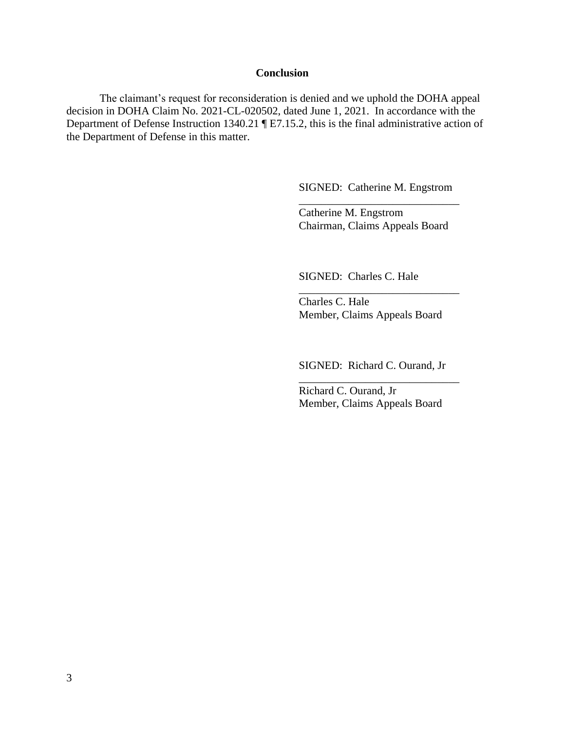## Conclusion

The claimant's request for reconsideration is denied and we uphold the DOHA appeal decision in DOHA Claim No. 2021-CL-020502, dated June 1, 2021. In accordance with the Department of Defense Instruction 1340.21 ¶ E7.15.2, this is the final administrative action of the Department of Defense in this matter.

SIGNED: Catherine M. Engstrom

______________________________

Catherine M. Engstrom
Chairman, Claims Appeals Board

SIGNED: Charles C. Hale

______________________________

Charles C. Hale
Member, Claims Appeals Board

SIGNED: Richard C. Ourand, Jr

______________________________

Richard C. Ourand, Jr
Member, Claims Appeals Board